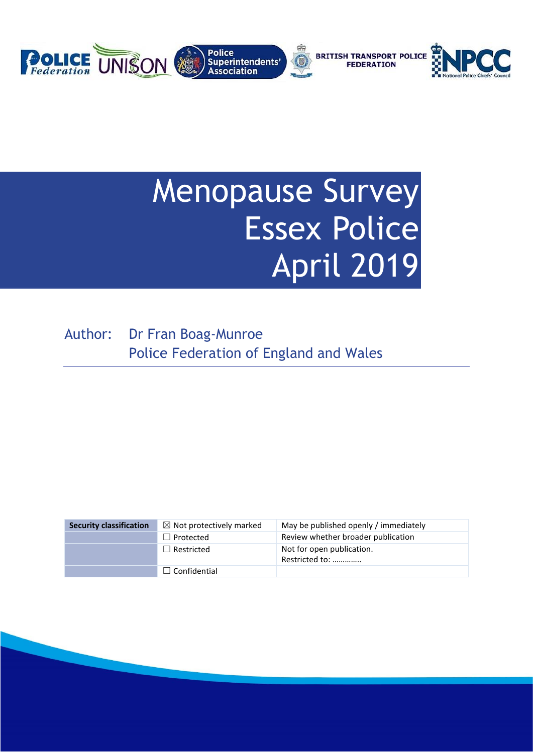# Menopause Survey
# Essex Police
# April 2019

Author: Dr Fran Boag-Munroe
Police Federation of England and Wales

| Security classification | ☒ Not protectively marked | May be published openly / immediately |
|---|---|---|
| | ☐ Protected | Review whether broader publication |
| | ☐ Restricted | Not for open publication. Restricted to: ………….. |
| | ☐ Confidential | |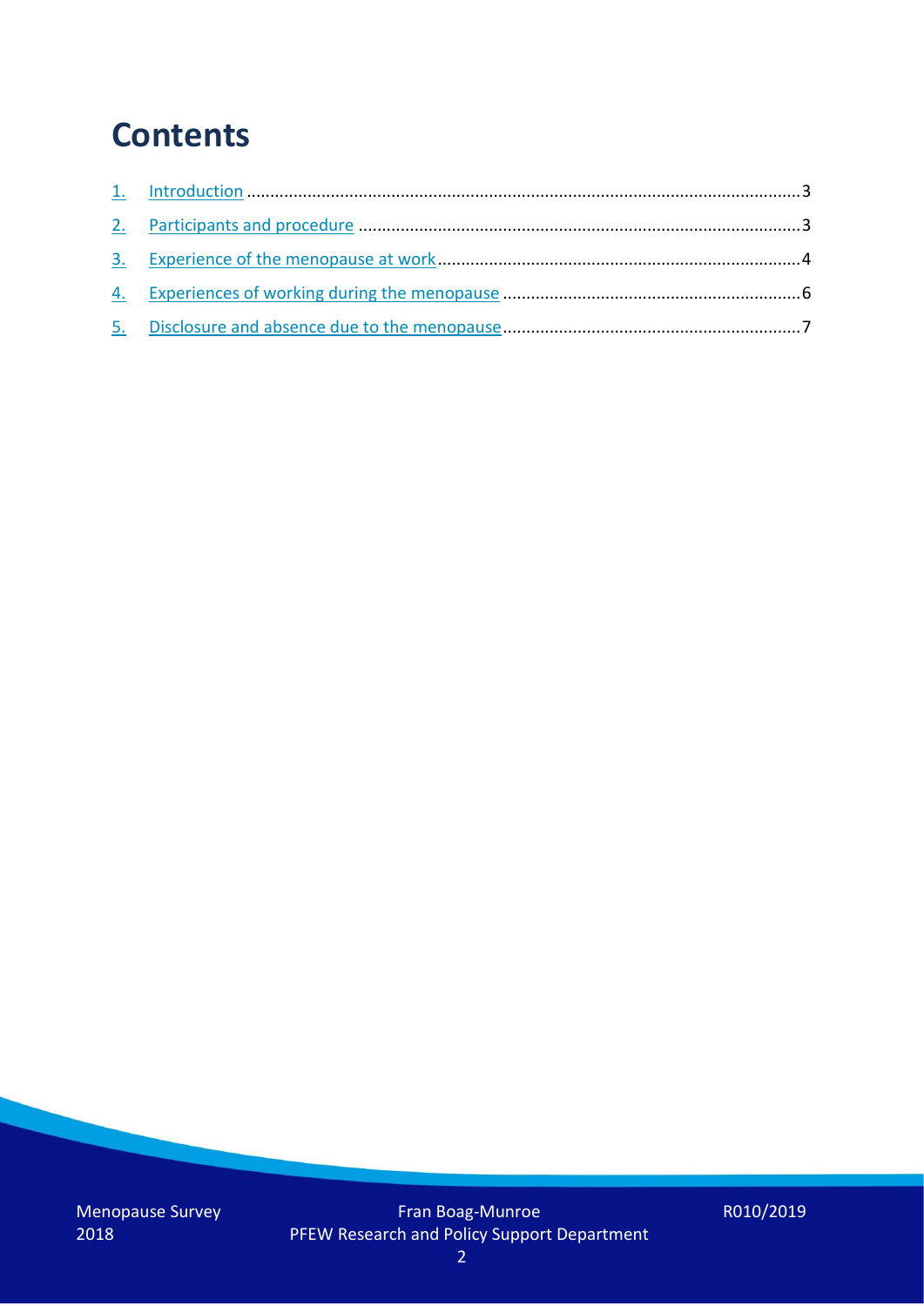# Contents

1. Introduction ........................................................................................................................3
2. Participants and procedure ...............................................................................................3
3. Experience of the menopause at work ..............................................................................4
4. Experiences of working during the menopause .................................................................6
5. Disclosure and absence due to the menopause ..................................................................7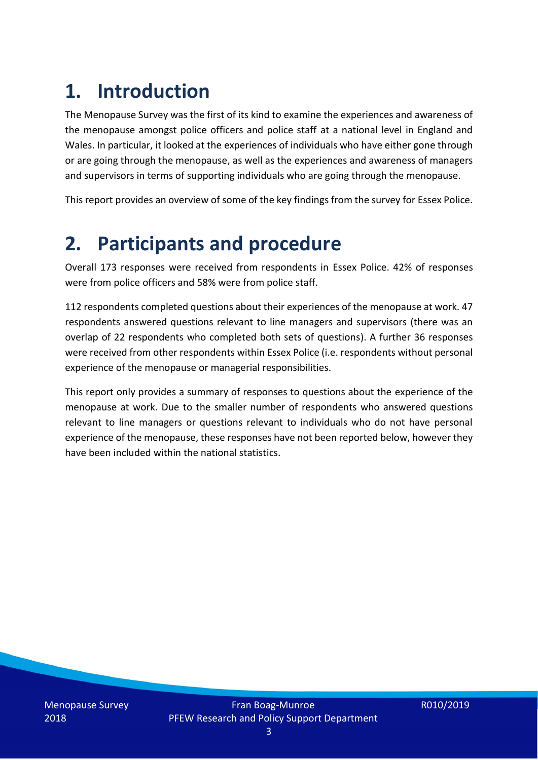# 1. Introduction

The Menopause Survey was the first of its kind to examine the experiences and awareness of the menopause amongst police officers and police staff at a national level in England and Wales. In particular, it looked at the experiences of individuals who have either gone through or are going through the menopause, as well as the experiences and awareness of managers and supervisors in terms of supporting individuals who are going through the menopause.

This report provides an overview of some of the key findings from the survey for Essex Police.

# 2. Participants and procedure

Overall 173 responses were received from respondents in Essex Police. 42% of responses were from police officers and 58% were from police staff.

112 respondents completed questions about their experiences of the menopause at work. 47 respondents answered questions relevant to line managers and supervisors (there was an overlap of 22 respondents who completed both sets of questions). A further 36 responses were received from other respondents within Essex Police (i.e. respondents without personal experience of the menopause or managerial responsibilities.

This report only provides a summary of responses to questions about the experience of the menopause at work. Due to the smaller number of respondents who answered questions relevant to line managers or questions relevant to individuals who do not have personal experience of the menopause, these responses have not been reported below, however they have been included within the national statistics.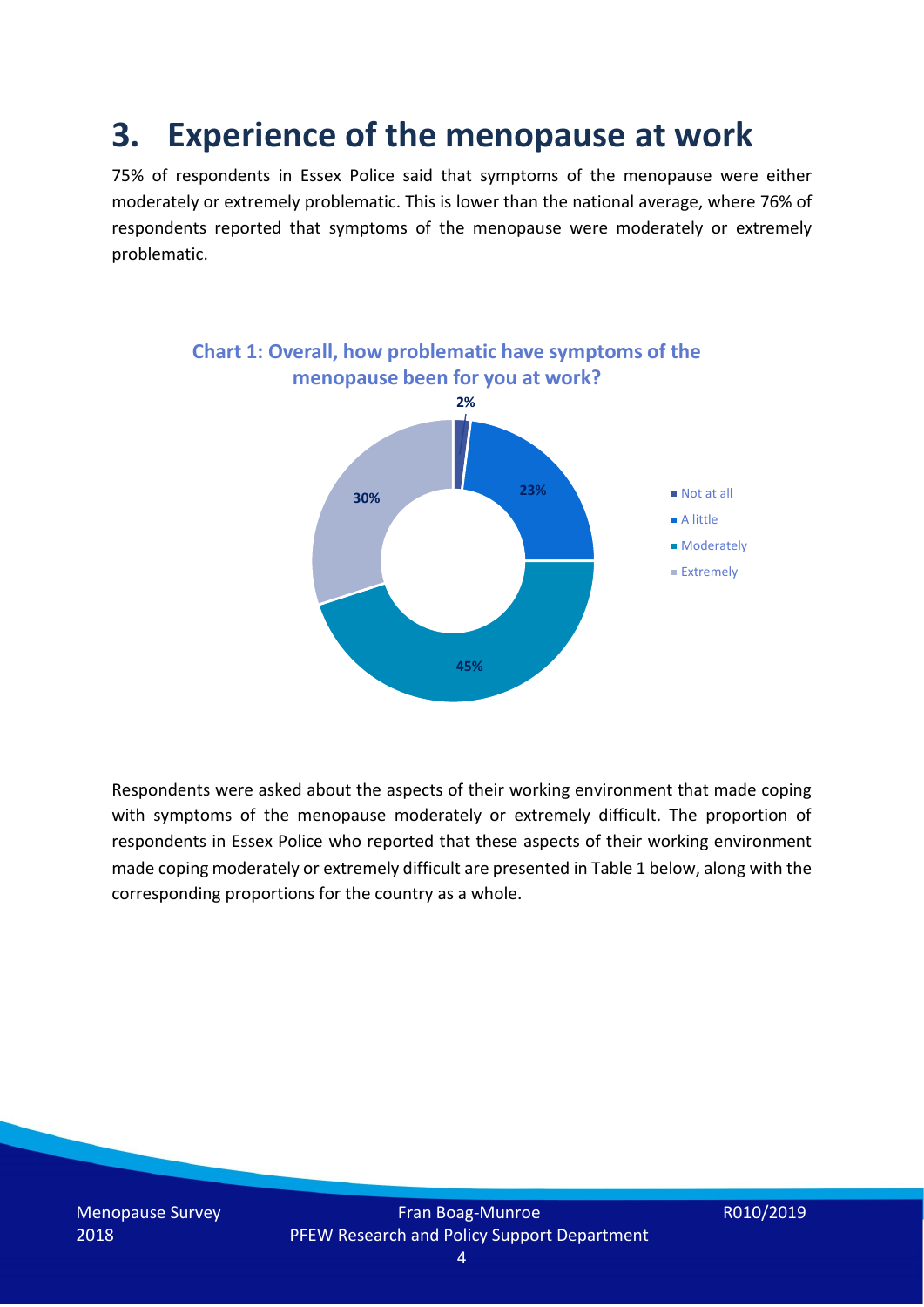# 3. Experience of the menopause at work

75% of respondents in Essex Police said that symptoms of the menopause were either moderately or extremely problematic. This is lower than the national average, where 76% of respondents reported that symptoms of the menopause were moderately or extremely problematic.

**Chart 1: Overall, how problematic have symptoms of the menopause been for you at work?**

| Response | Percentage |
| --- | --- |
| Not at all | 2% |
| A little | 23% |
| Moderately | 45% |
| Extremely | 30% |

Respondents were asked about the aspects of their working environment that made coping with symptoms of the menopause moderately or extremely difficult. The proportion of respondents in Essex Police who reported that these aspects of their working environment made coping moderately or extremely difficult are presented in Table 1 below, along with the corresponding proportions for the country as a whole.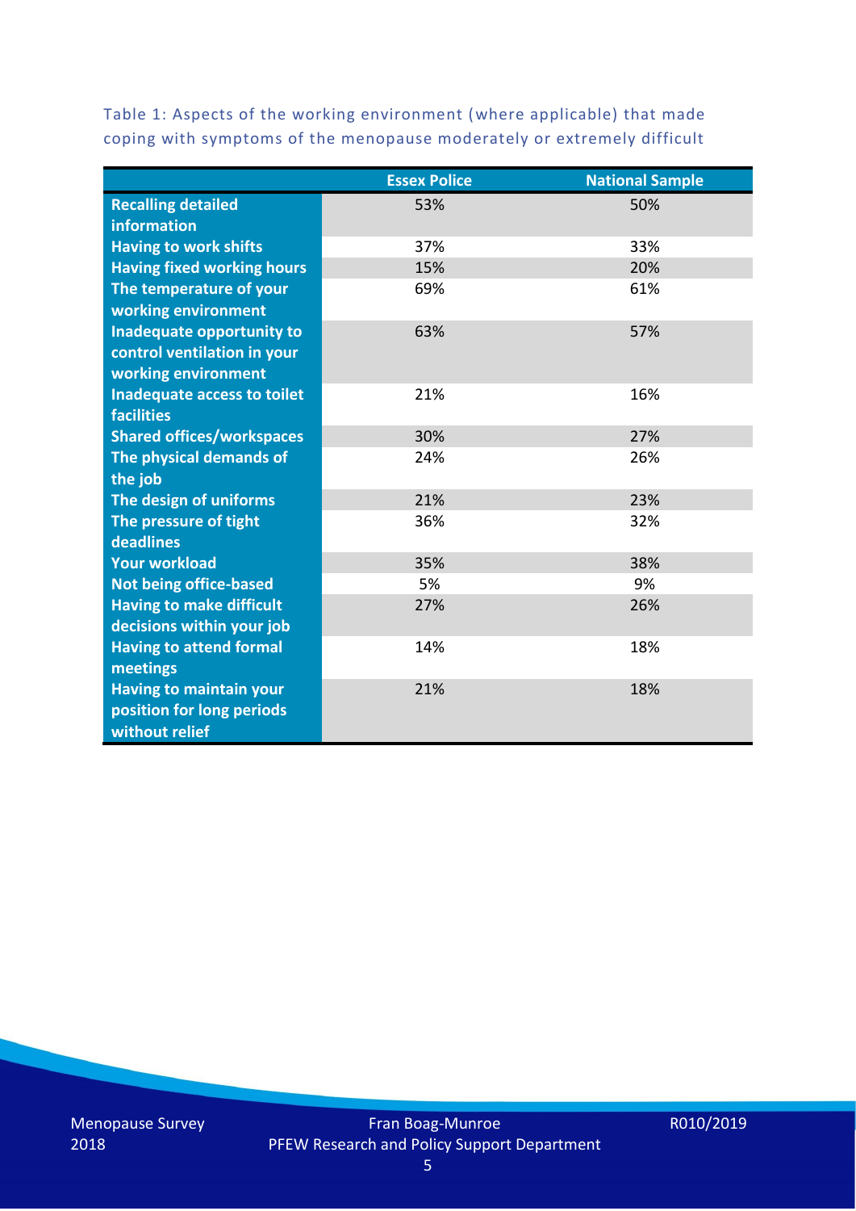Table 1: Aspects of the working environment (where applicable) that made coping with symptoms of the menopause moderately or extremely difficult

| | Essex Police | National Sample |
|---|---|---|
| Recalling detailed information | 53% | 50% |
| Having to work shifts | 37% | 33% |
| Having fixed working hours | 15% | 20% |
| The temperature of your working environment | 69% | 61% |
| Inadequate opportunity to control ventilation in your working environment | 63% | 57% |
| Inadequate access to toilet facilities | 21% | 16% |
| Shared offices/workspaces | 30% | 27% |
| The physical demands of the job | 24% | 26% |
| The design of uniforms | 21% | 23% |
| The pressure of tight deadlines | 36% | 32% |
| Your workload | 35% | 38% |
| Not being office-based | 5% | 9% |
| Having to make difficult decisions within your job | 27% | 26% |
| Having to attend formal meetings | 14% | 18% |
| Having to maintain your position for long periods without relief | 21% | 18% |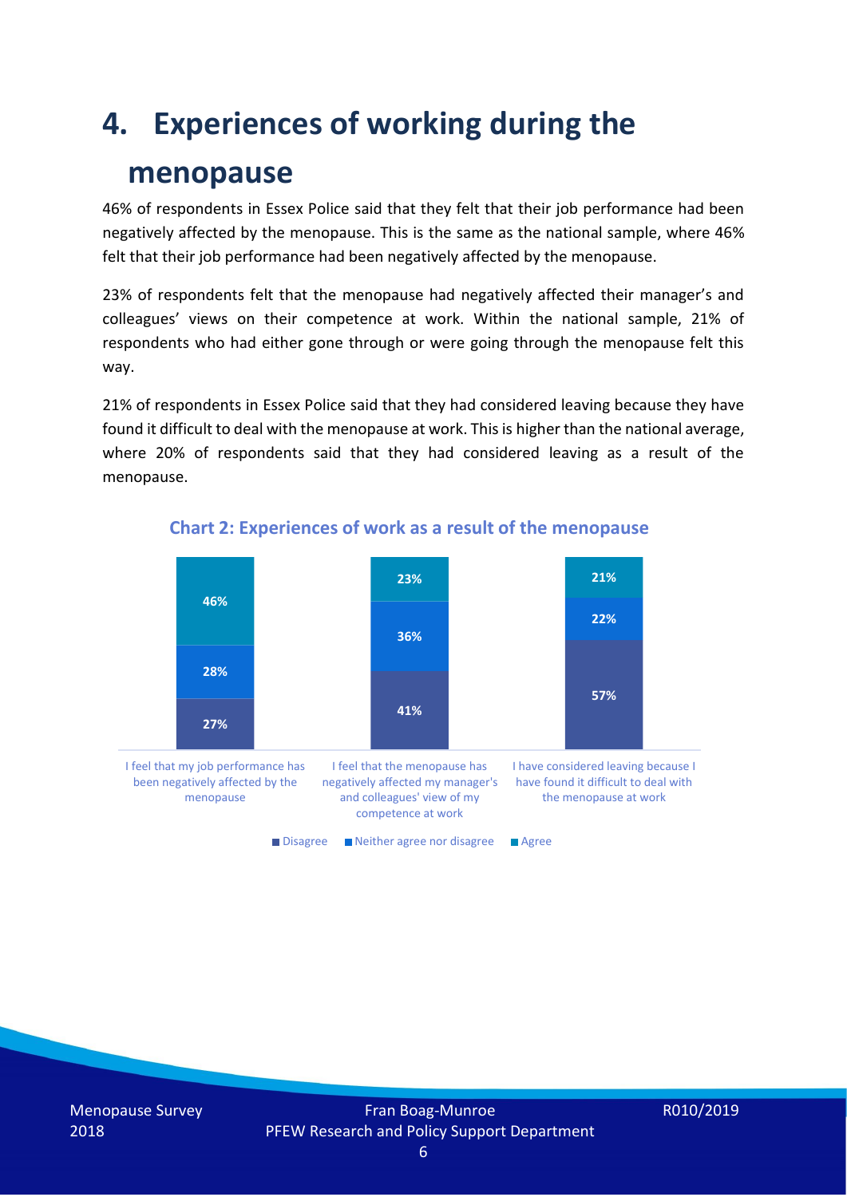# 4. Experiences of working during the menopause

46% of respondents in Essex Police said that they felt that their job performance had been negatively affected by the menopause. This is the same as the national sample, where 46% felt that their job performance had been negatively affected by the menopause.

23% of respondents felt that the menopause had negatively affected their manager's and colleagues' views on their competence at work. Within the national sample, 21% of respondents who had either gone through or were going through the menopause felt this way.

21% of respondents in Essex Police said that they had considered leaving because they have found it difficult to deal with the menopause at work. This is higher than the national average, where 20% of respondents said that they had considered leaving as a result of the menopause.

**Chart 2: Experiences of work as a result of the menopause**

| | Disagree | Neither agree nor disagree | Agree |
|---|---|---|---|
| I feel that my job performance has been negatively affected by the menopause | 27% | 28% | 46% |
| I feel that the menopause has negatively affected my manager's and colleagues' view of my competence at work | 41% | 36% | 23% |
| I have considered leaving because I have found it difficult to deal with the menopause at work | 57% | 22% | 21% |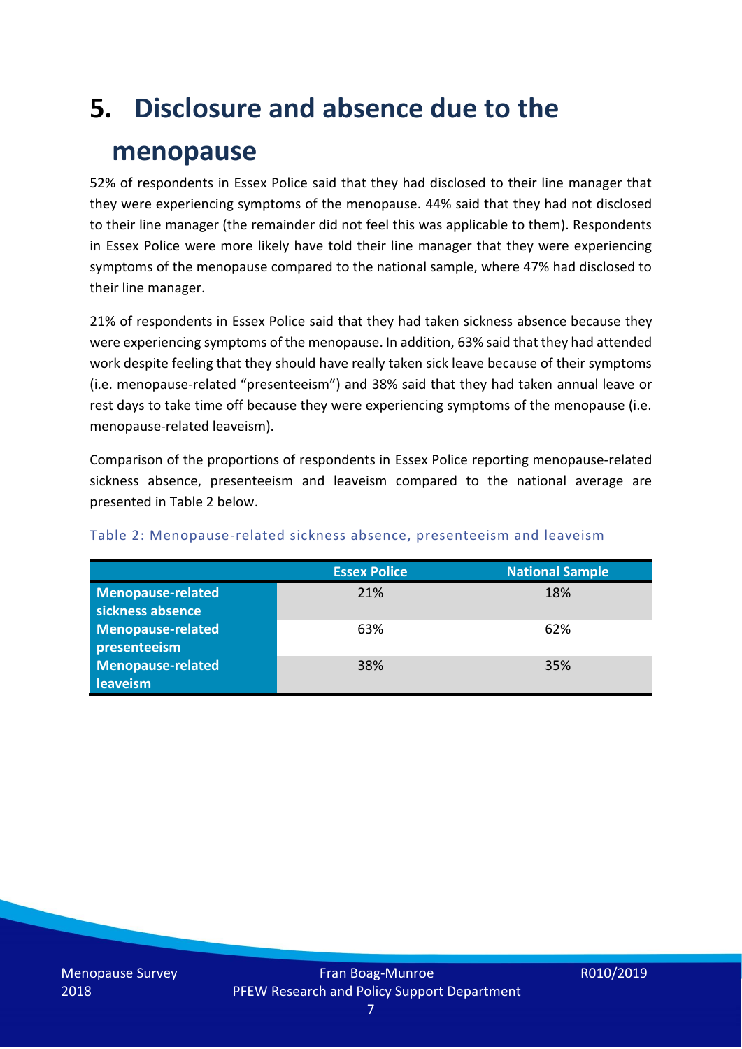# 5. Disclosure and absence due to the menopause

52% of respondents in Essex Police said that they had disclosed to their line manager that they were experiencing symptoms of the menopause. 44% said that they had not disclosed to their line manager (the remainder did not feel this was applicable to them). Respondents in Essex Police were more likely have told their line manager that they were experiencing symptoms of the menopause compared to the national sample, where 47% had disclosed to their line manager.

21% of respondents in Essex Police said that they had taken sickness absence because they were experiencing symptoms of the menopause. In addition, 63% said that they had attended work despite feeling that they should have really taken sick leave because of their symptoms (i.e. menopause-related "presenteeism") and 38% said that they had taken annual leave or rest days to take time off because they were experiencing symptoms of the menopause (i.e. menopause-related leaveism).

Comparison of the proportions of respondents in Essex Police reporting menopause-related sickness absence, presenteeism and leaveism compared to the national average are presented in Table 2 below.

Table 2: Menopause-related sickness absence, presenteeism and leaveism

| | Essex Police | National Sample |
|---|---|---|
| **Menopause-related sickness absence** | 21% | 18% |
| **Menopause-related presenteeism** | 63% | 62% |
| **Menopause-related leaveism** | 38% | 35% |